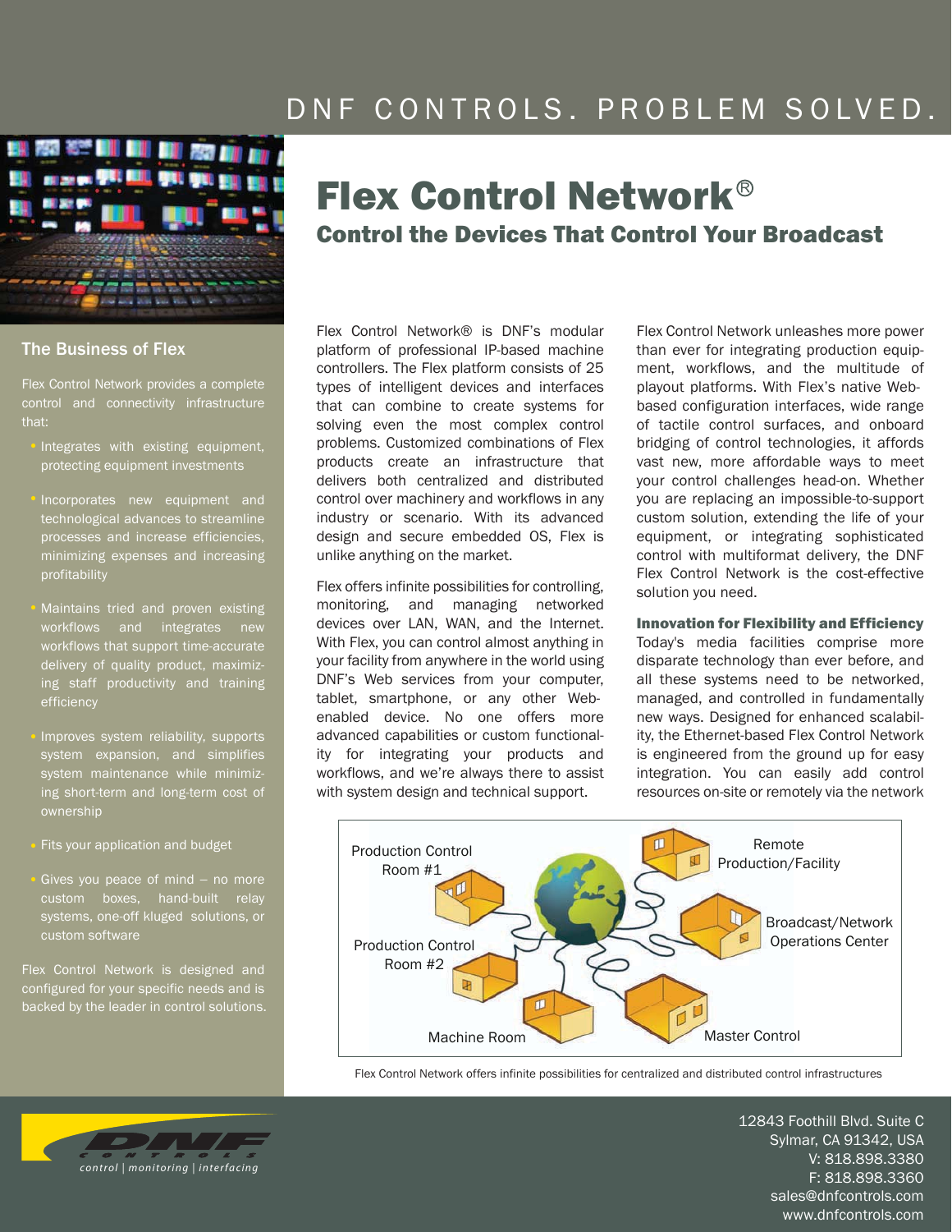DNF CONTROLS. PROBLEM SOLVED.

# Flex Control Network®

## Control the Devices That Control Your Broadcast

### The Business of Flex

Flex Control Network provides a complete control and connectivity infrastructure that:

- Integrates with existing equipment, protecting equipment investments
- Incorporates new equipment and technological advances to streamline processes and increase efficiencies, minimizing expenses and increasing profitability
- Maintains tried and proven existing workflows and integrates new workflows that support time-accurate delivery of quality product, maximizing staff productivity and training efficiency
- Improves system reliability, supports system expansion, and simplifies system maintenance while minimizing short-term and long-term cost of ownership
- Fits your application and budget
- Gives you peace of mind – no more custom boxes, hand-built relay systems, one-off kluged solutions, or custom software

Flex Control Network is designed and configured for your specific needs and is backed by the leader in control solutions.

Flex Control Network® is DNF's modular platform of professional IP-based machine controllers. The Flex platform consists of 25 types of intelligent devices and interfaces that can combine to create systems for solving even the most complex control problems. Customized combinations of Flex products create an infrastructure that delivers both centralized and distributed control over machinery and workflows in any industry or scenario. With its advanced design and secure embedded OS, Flex is unlike anything on the market.

Flex offers infinite possibilities for controlling, monitoring, and managing networked devices over LAN, WAN, and the Internet. With Flex, you can control almost anything in your facility from anywhere in the world using DNF's Web services from your computer, tablet, smartphone, or any other Web-enabled device. No one offers more advanced capabilities or custom functionality for integrating your products and workflows, and we're always there to assist with system design and technical support.

Flex Control Network unleashes more power than ever for integrating production equipment, workflows, and the multitude of playout platforms. With Flex's native Web-based configuration interfaces, wide range of tactile control surfaces, and onboard bridging of control technologies, it affords vast new, more affordable ways to meet your control challenges head-on. Whether you are replacing an impossible-to-support custom solution, extending the life of your equipment, or integrating sophisticated control with multiformat delivery, the DNF Flex Control Network is the cost-effective solution you need.

**Innovation for Flexibility and Efficiency**
Today's media facilities comprise more disparate technology than ever before, and all these systems need to be networked, managed, and controlled in fundamentally new ways. Designed for enhanced scalability, the Ethernet-based Flex Control Network is engineered from the ground up for easy integration. You can easily add control resources on-site or remotely via the network

Production Control Room #1 | Remote Production/Facility | Broadcast/Network Operations Center | Production Control Room #2 | Machine Room | Master Control

Flex Control Network offers infinite possibilities for centralized and distributed control infrastructures

DNF CONTROLS
control | monitoring | interfacing

12843 Foothill Blvd. Suite C
Sylmar, CA 91342, USA
V: 818.898.3380
F: 818.898.3360
sales@dnfcontrols.com
www.dnfcontrols.com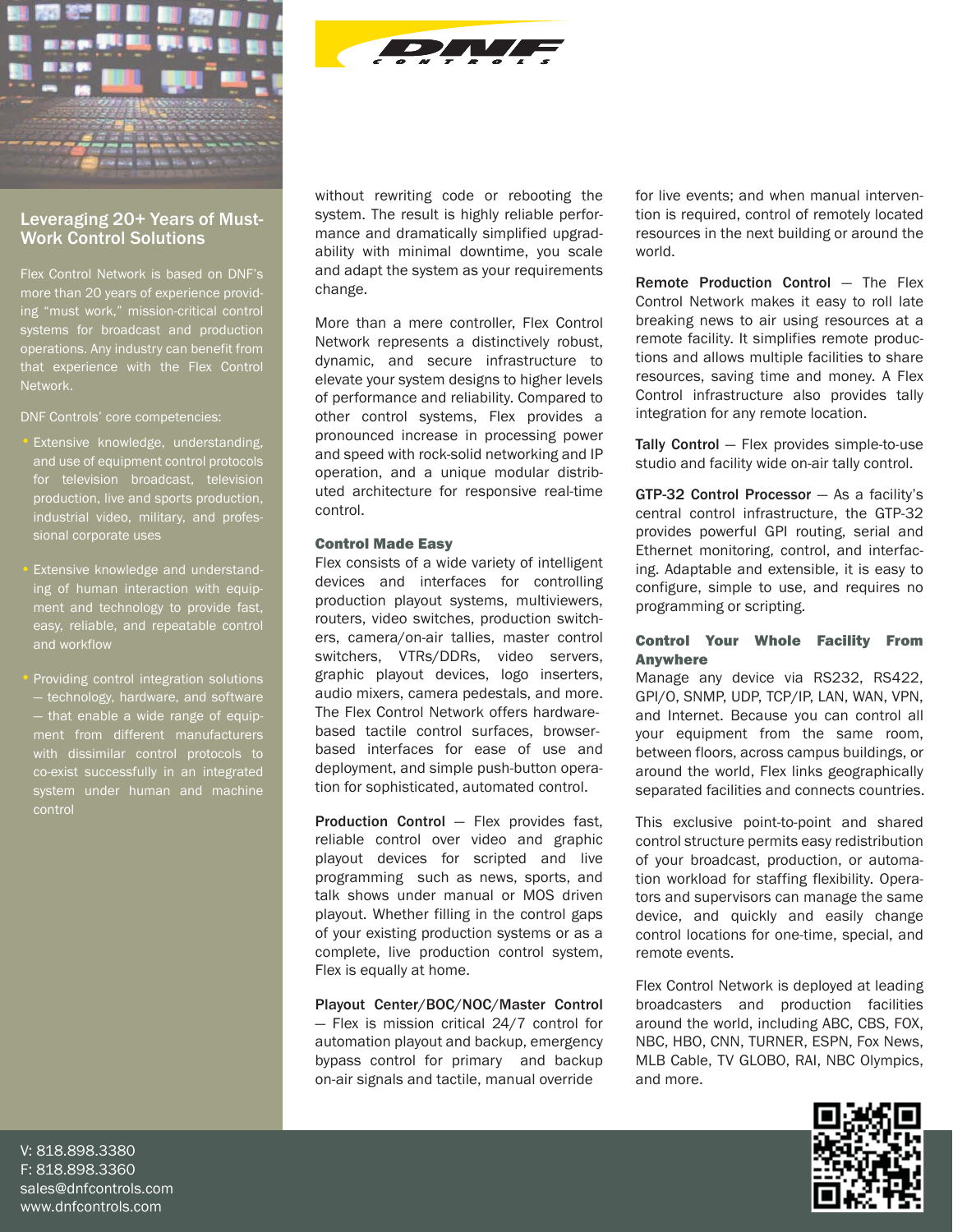## Leveraging 20+ Years of Must-Work Control Solutions

Flex Control Network is based on DNF's more than 20 years of experience providing "must work," mission-critical control systems for broadcast and production operations. Any industry can benefit from that experience with the Flex Control Network.

DNF Controls' core competencies:

- Extensive knowledge, understanding, and use of equipment control protocols for television broadcast, television production, live and sports production, industrial video, military, and professional corporate uses
- Extensive knowledge and understanding of human interaction with equipment and technology to provide fast, easy, reliable, and repeatable control and workflow
- Providing control integration solutions — technology, hardware, and software — that enable a wide range of equipment from different manufacturers with dissimilar control protocols to co-exist successfully in an integrated system under human and machine control

without rewriting code or rebooting the system. The result is highly reliable performance and dramatically simplified upgradability with minimal downtime, you scale and adapt the system as your requirements change.

More than a mere controller, Flex Control Network represents a distinctively robust, dynamic, and secure infrastructure to elevate your system designs to higher levels of performance and reliability. Compared to other control systems, Flex provides a pronounced increase in processing power and speed with rock-solid networking and IP operation, and a unique modular distributed architecture for responsive real-time control.

### Control Made Easy

Flex consists of a wide variety of intelligent devices and interfaces for controlling production playout systems, multiviewers, routers, video switches, production switchers, camera/on-air tallies, master control switchers, VTRs/DDRs, video servers, graphic playout devices, logo inserters, audio mixers, camera pedestals, and more. The Flex Control Network offers hardware-based tactile control surfaces, browser-based interfaces for ease of use and deployment, and simple push-button operation for sophisticated, automated control.

**Production Control** — Flex provides fast, reliable control over video and graphic playout devices for scripted and live programming such as news, sports, and talk shows under manual or MOS driven playout. Whether filling in the control gaps of your existing production systems or as a complete, live production control system, Flex is equally at home.

**Playout Center/BOC/NOC/Master Control** — Flex is mission critical 24/7 control for automation playout and backup, emergency bypass control for primary and backup on-air signals and tactile, manual override for live events; and when manual intervention is required, control of remotely located resources in the next building or around the world.

**Remote Production Control** — The Flex Control Network makes it easy to roll late breaking news to air using resources at a remote facility. It simplifies remote productions and allows multiple facilities to share resources, saving time and money. A Flex Control infrastructure also provides tally integration for any remote location.

**Tally Control** — Flex provides simple-to-use studio and facility wide on-air tally control.

**GTP-32 Control Processor** — As a facility's central control infrastructure, the GTP-32 provides powerful GPI routing, serial and Ethernet monitoring, control, and interfacing. Adaptable and extensible, it is easy to configure, simple to use, and requires no programming or scripting.

### Control Your Whole Facility From Anywhere

Manage any device via RS232, RS422, GPI/O, SNMP, UDP, TCP/IP, LAN, WAN, VPN, and Internet. Because you can control all your equipment from the same room, between floors, across campus buildings, or around the world, Flex links geographically separated facilities and connects countries.

This exclusive point-to-point and shared control structure permits easy redistribution of your broadcast, production, or automation workload for staffing flexibility. Operators and supervisors can manage the same device, and quickly and easily change control locations for one-time, special, and remote events.

Flex Control Network is deployed at leading broadcasters and production facilities around the world, including ABC, CBS, FOX, NBC, HBO, CNN, TURNER, ESPN, Fox News, MLB Cable, TV GLOBO, RAI, NBC Olympics, and more.

V: 818.898.3380
F: 818.898.3360
sales@dnfcontrols.com
www.dnfcontrols.com